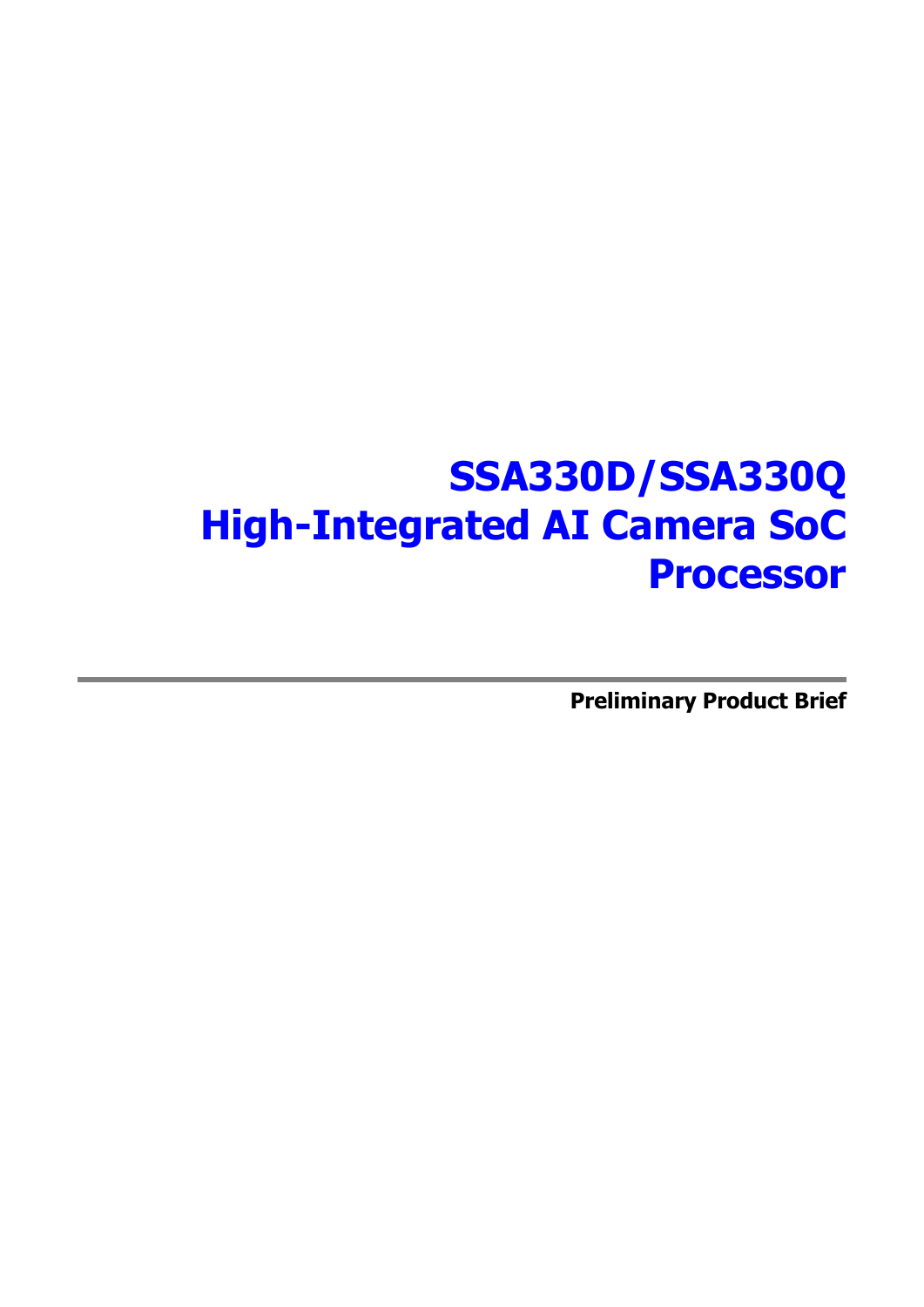# SSA330D/SSA330Q High-Integrated AI Camera SoC Processor

---

**Preliminary Product Brief**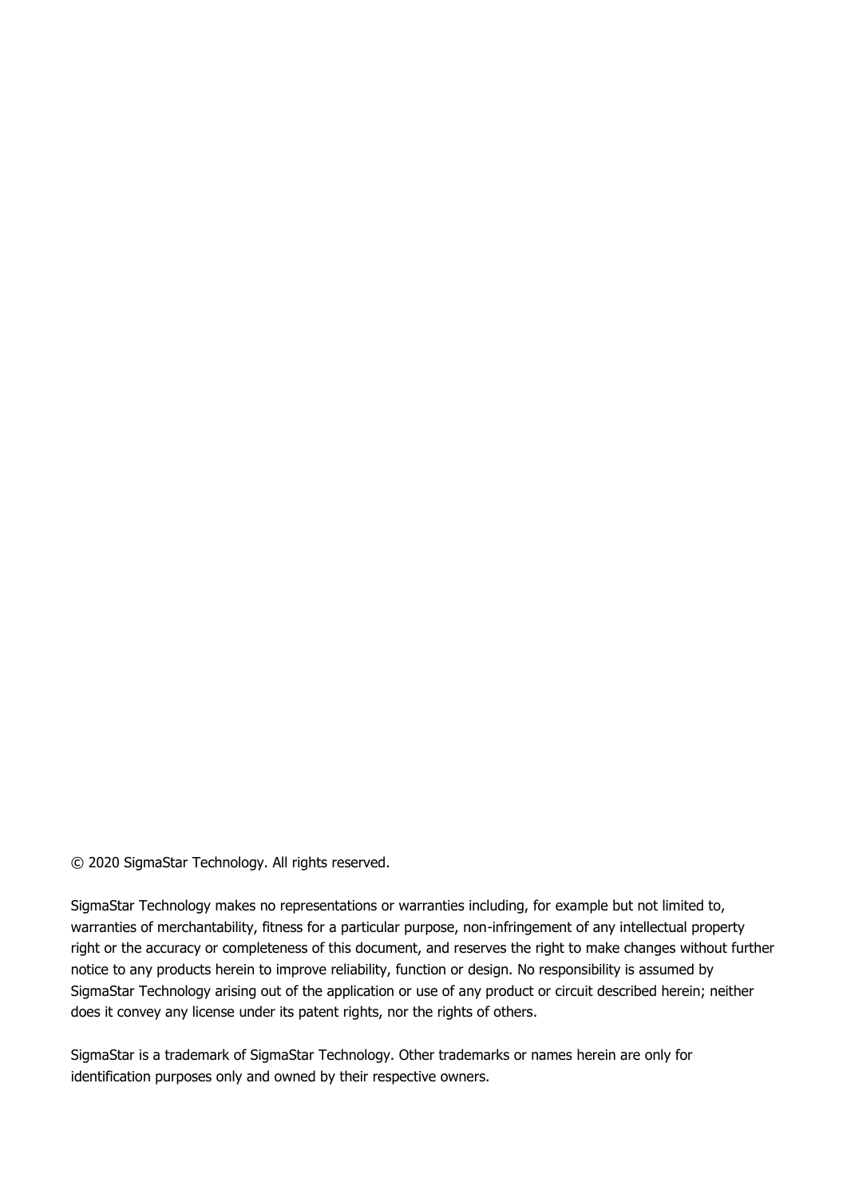© 2020 SigmaStar Technology. All rights reserved.

SigmaStar Technology makes no representations or warranties including, for example but not limited to, warranties of merchantability, fitness for a particular purpose, non-infringement of any intellectual property right or the accuracy or completeness of this document, and reserves the right to make changes without further notice to any products herein to improve reliability, function or design. No responsibility is assumed by SigmaStar Technology arising out of the application or use of any product or circuit described herein; neither does it convey any license under its patent rights, nor the rights of others.

SigmaStar is a trademark of SigmaStar Technology. Other trademarks or names herein are only for identification purposes only and owned by their respective owners.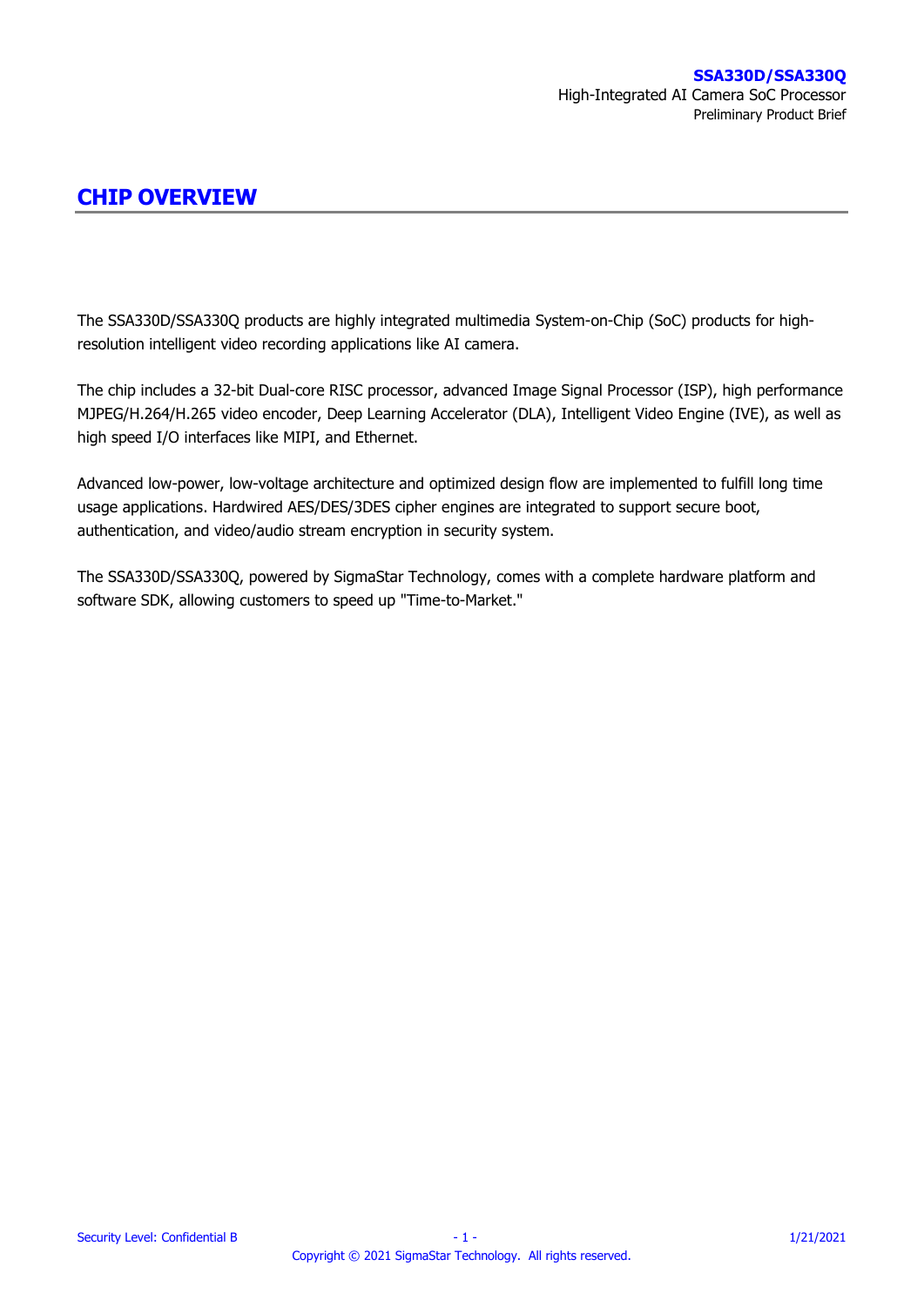# CHIP OVERVIEW

The SSA330D/SSA330Q products are highly integrated multimedia System-on-Chip (SoC) products for high-resolution intelligent video recording applications like AI camera.

The chip includes a 32-bit Dual-core RISC processor, advanced Image Signal Processor (ISP), high performance MJPEG/H.264/H.265 video encoder, Deep Learning Accelerator (DLA), Intelligent Video Engine (IVE), as well as high speed I/O interfaces like MIPI, and Ethernet.

Advanced low-power, low-voltage architecture and optimized design flow are implemented to fulfill long time usage applications. Hardwired AES/DES/3DES cipher engines are integrated to support secure boot, authentication, and video/audio stream encryption in security system.

The SSA330D/SSA330Q, powered by SigmaStar Technology, comes with a complete hardware platform and software SDK, allowing customers to speed up "Time-to-Market."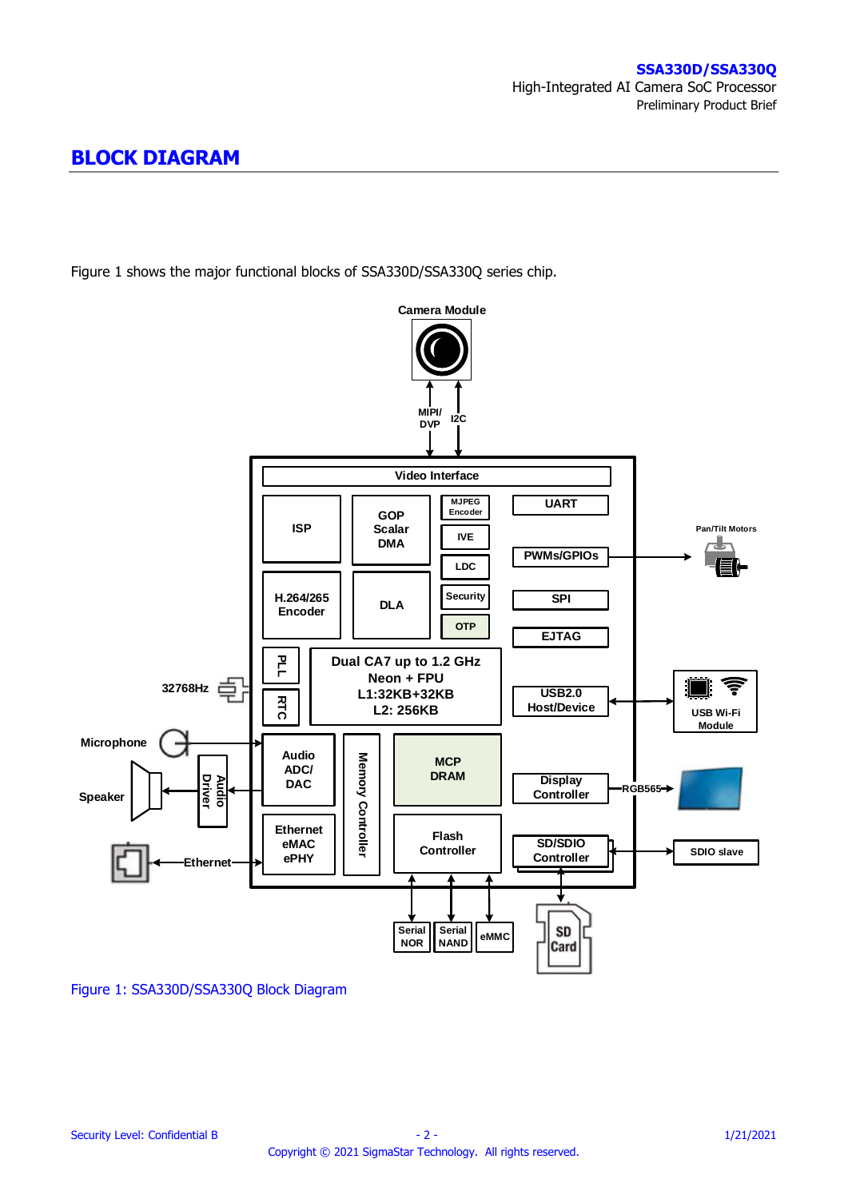# BLOCK DIAGRAM

Figure 1 shows the major functional blocks of SSA330D/SSA330Q series chip.

Figure 1: SSA330D/SSA330Q Block Diagram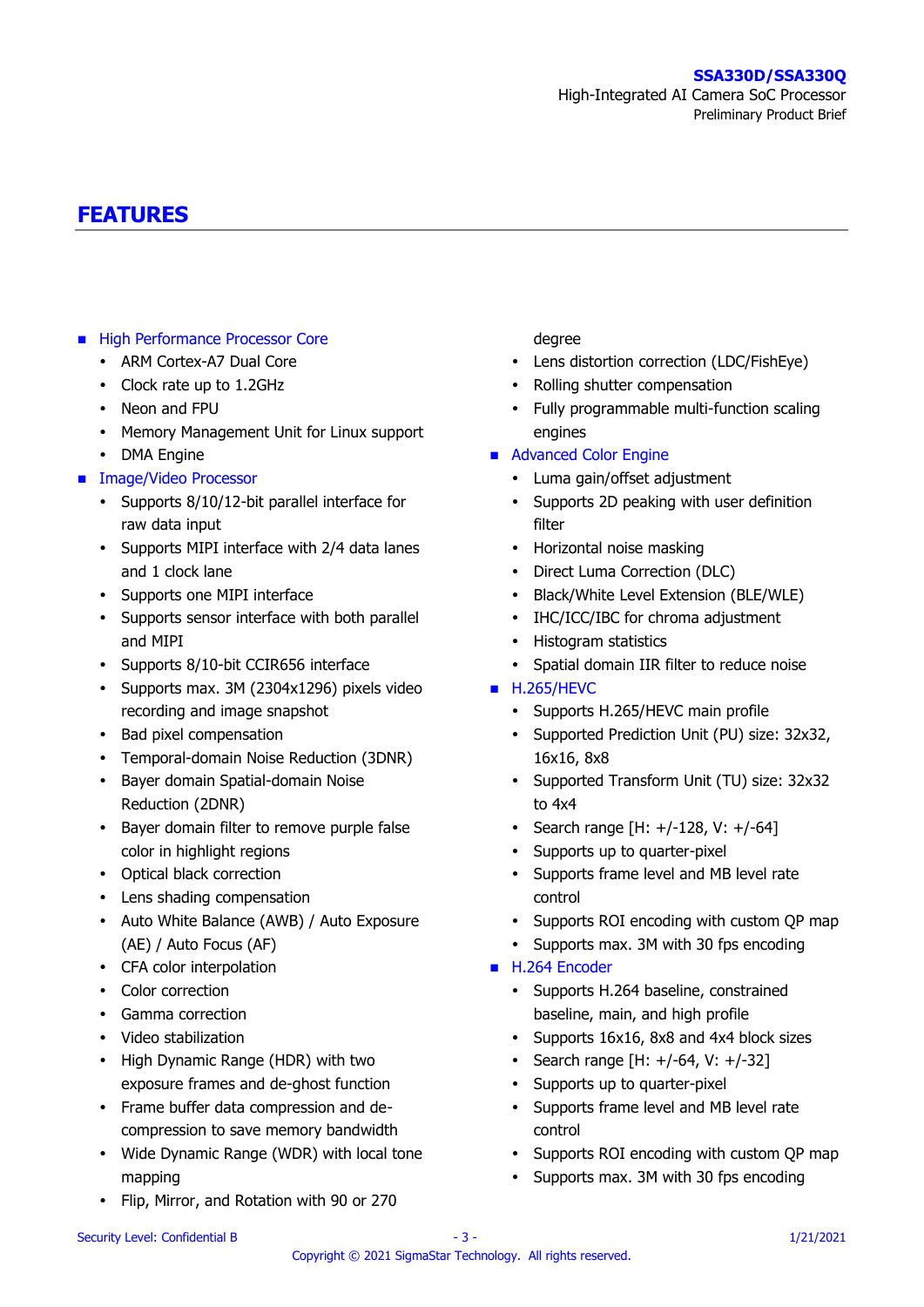# FEATURES

- **High Performance Processor Core**
  - ARM Cortex-A7 Dual Core
  - Clock rate up to 1.2GHz
  - Neon and FPU
  - Memory Management Unit for Linux support
  - DMA Engine
- **Image/Video Processor**
  - Supports 8/10/12-bit parallel interface for raw data input
  - Supports MIPI interface with 2/4 data lanes and 1 clock lane
  - Supports one MIPI interface
  - Supports sensor interface with both parallel and MIPI
  - Supports 8/10-bit CCIR656 interface
  - Supports max. 3M (2304x1296) pixels video recording and image snapshot
  - Bad pixel compensation
  - Temporal-domain Noise Reduction (3DNR)
  - Bayer domain Spatial-domain Noise Reduction (2DNR)
  - Bayer domain filter to remove purple false color in highlight regions
  - Optical black correction
  - Lens shading compensation
  - Auto White Balance (AWB) / Auto Exposure (AE) / Auto Focus (AF)
  - CFA color interpolation
  - Color correction
  - Gamma correction
  - Video stabilization
  - High Dynamic Range (HDR) with two exposure frames and de-ghost function
  - Frame buffer data compression and de-compression to save memory bandwidth
  - Wide Dynamic Range (WDR) with local tone mapping
  - Flip, Mirror, and Rotation with 90 or 270 degree
  - Lens distortion correction (LDC/FishEye)
  - Rolling shutter compensation
  - Fully programmable multi-function scaling engines
- **Advanced Color Engine**
  - Luma gain/offset adjustment
  - Supports 2D peaking with user definition filter
  - Horizontal noise masking
  - Direct Luma Correction (DLC)
  - Black/White Level Extension (BLE/WLE)
  - IHC/ICC/IBC for chroma adjustment
  - Histogram statistics
  - Spatial domain IIR filter to reduce noise
- **H.265/HEVC**
  - Supports H.265/HEVC main profile
  - Supported Prediction Unit (PU) size: 32x32, 16x16, 8x8
  - Supported Transform Unit (TU) size: 32x32 to 4x4
  - Search range [H: +/-128, V: +/-64]
  - Supports up to quarter-pixel
  - Supports frame level and MB level rate control
  - Supports ROI encoding with custom QP map
  - Supports max. 3M with 30 fps encoding
- **H.264 Encoder**
  - Supports H.264 baseline, constrained baseline, main, and high profile
  - Supports 16x16, 8x8 and 4x4 block sizes
  - Search range [H: +/-64, V: +/-32]
  - Supports up to quarter-pixel
  - Supports frame level and MB level rate control
  - Supports ROI encoding with custom QP map
  - Supports max. 3M with 30 fps encoding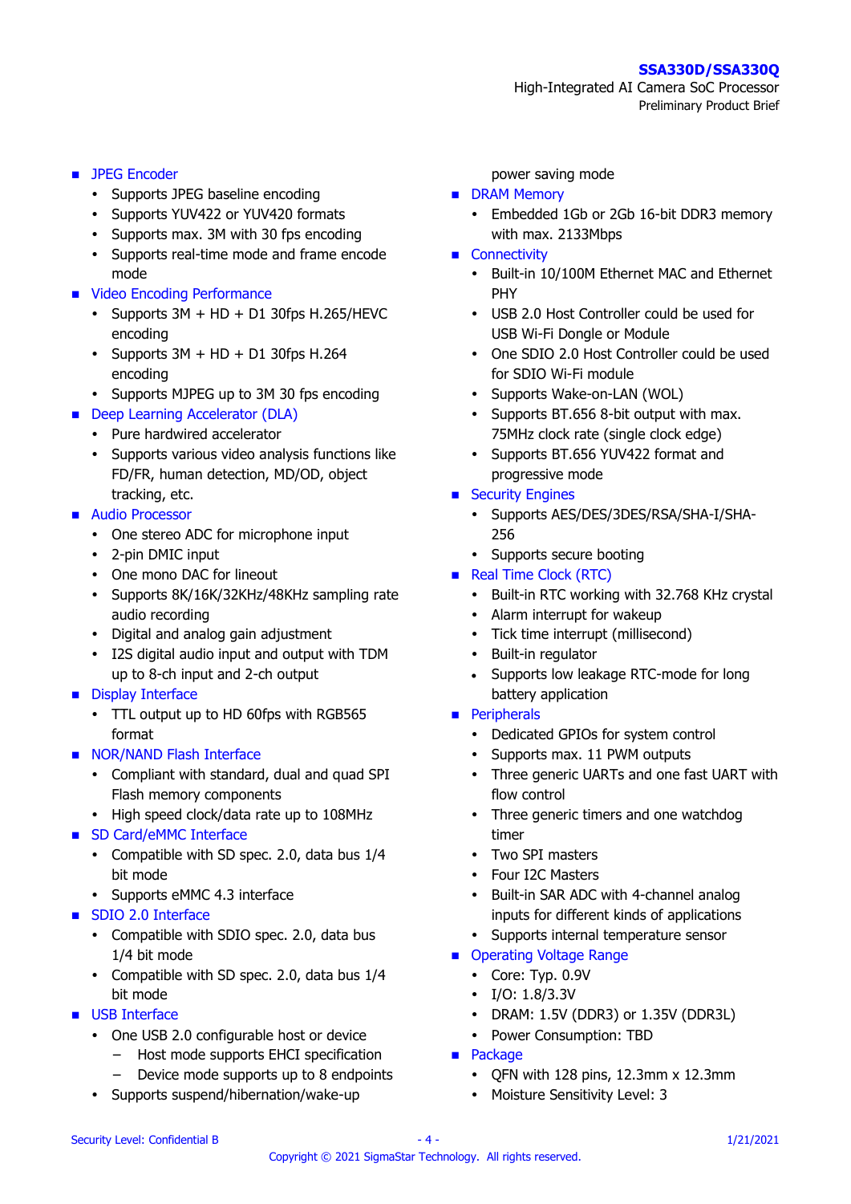- JPEG Encoder
  - Supports JPEG baseline encoding
  - Supports YUV422 or YUV420 formats
  - Supports max. 3M with 30 fps encoding
  - Supports real-time mode and frame encode mode
- Video Encoding Performance
  - Supports 3M + HD + D1 30fps H.265/HEVC encoding
  - Supports 3M + HD + D1 30fps H.264 encoding
  - Supports MJPEG up to 3M 30 fps encoding
- Deep Learning Accelerator (DLA)
  - Pure hardwired accelerator
  - Supports various video analysis functions like FD/FR, human detection, MD/OD, object tracking, etc.
- Audio Processor
  - One stereo ADC for microphone input
  - 2-pin DMIC input
  - One mono DAC for lineout
  - Supports 8K/16K/32KHz/48KHz sampling rate audio recording
  - Digital and analog gain adjustment
  - I2S digital audio input and output with TDM up to 8-ch input and 2-ch output
- Display Interface
  - TTL output up to HD 60fps with RGB565 format
- NOR/NAND Flash Interface
  - Compliant with standard, dual and quad SPI Flash memory components
  - High speed clock/data rate up to 108MHz
- SD Card/eMMC Interface
  - Compatible with SD spec. 2.0, data bus 1/4 bit mode
  - Supports eMMC 4.3 interface
- SDIO 2.0 Interface
  - Compatible with SDIO spec. 2.0, data bus 1/4 bit mode
  - Compatible with SD spec. 2.0, data bus 1/4 bit mode
- USB Interface
  - One USB 2.0 configurable host or device
    - Host mode supports EHCI specification
    - Device mode supports up to 8 endpoints
  - Supports suspend/hibernation/wake-up power saving mode
- DRAM Memory
  - Embedded 1Gb or 2Gb 16-bit DDR3 memory with max. 2133Mbps
- Connectivity
  - Built-in 10/100M Ethernet MAC and Ethernet PHY
  - USB 2.0 Host Controller could be used for USB Wi-Fi Dongle or Module
  - One SDIO 2.0 Host Controller could be used for SDIO Wi-Fi module
  - Supports Wake-on-LAN (WOL)
  - Supports BT.656 8-bit output with max. 75MHz clock rate (single clock edge)
  - Supports BT.656 YUV422 format and progressive mode
- Security Engines
  - Supports AES/DES/3DES/RSA/SHA-I/SHA-256
  - Supports secure booting
- Real Time Clock (RTC)
  - Built-in RTC working with 32.768 KHz crystal
  - Alarm interrupt for wakeup
  - Tick time interrupt (millisecond)
  - Built-in regulator
  - Supports low leakage RTC-mode for long battery application
- Peripherals
  - Dedicated GPIOs for system control
  - Supports max. 11 PWM outputs
  - Three generic UARTs and one fast UART with flow control
  - Three generic timers and one watchdog timer
  - Two SPI masters
  - Four I2C Masters
  - Built-in SAR ADC with 4-channel analog inputs for different kinds of applications
  - Supports internal temperature sensor
- Operating Voltage Range
  - Core: Typ. 0.9V
  - I/O: 1.8/3.3V
  - DRAM: 1.5V (DDR3) or 1.35V (DDR3L)
  - Power Consumption: TBD
- Package
  - QFN with 128 pins, 12.3mm x 12.3mm
  - Moisture Sensitivity Level: 3